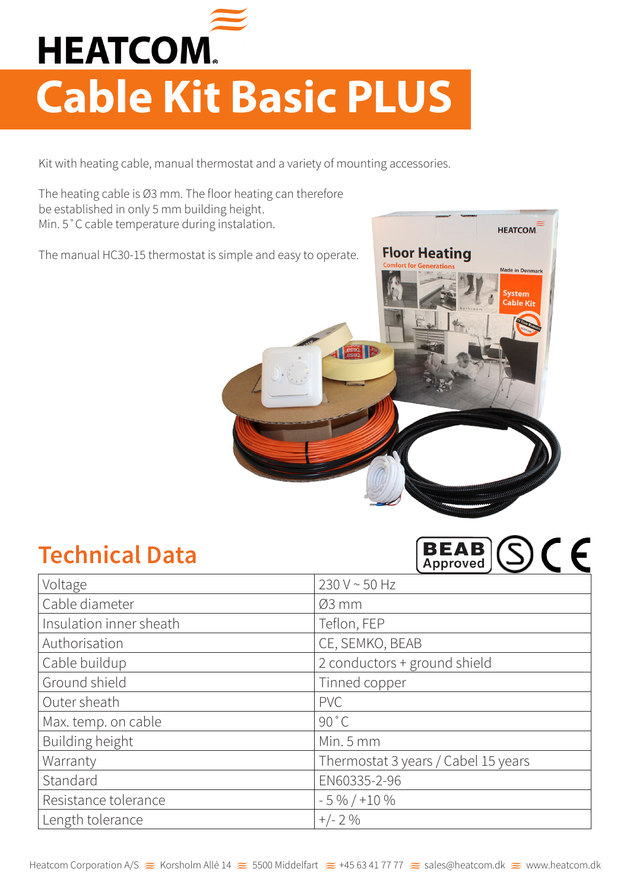HEATCOM

# Cable Kit Basic PLUS

Kit with heating cable, manual thermostat and a variety of mounting accessories.

The heating cable is Ø3 mm. The floor heating can therefore be established in only 5 mm building height.
Min. 5 ˚C cable temperature during instalation.

The manual HC30-15 thermostat is simple and easy to operate.

## Technical Data

BEAB Approved

| | |
|---|---|
| Voltage | 230 V ~ 50 Hz |
| Cable diameter | Ø3 mm |
| Insulation inner sheath | Teflon, FEP |
| Authorisation | CE, SEMKO, BEAB |
| Cable buildup | 2 conductors + ground shield |
| Ground shield | Tinned copper |
| Outer sheath | PVC |
| Max. temp. on cable | 90 ˚C |
| Building height | Min. 5 mm |
| Warranty | Thermostat 3 years / Cabel 15 years |
| Standard | EN60335-2-96 |
| Resistance tolerance | - 5 % / +10 % |
| Length tolerance | +/- 2 % |

Heatcom Corporation A/S ≋ Korsholm Allé 14 ≋ 5500 Middelfart ≋ +45 63 41 77 77 ≋ sales@heatcom.dk ≋ www.heatcom.dk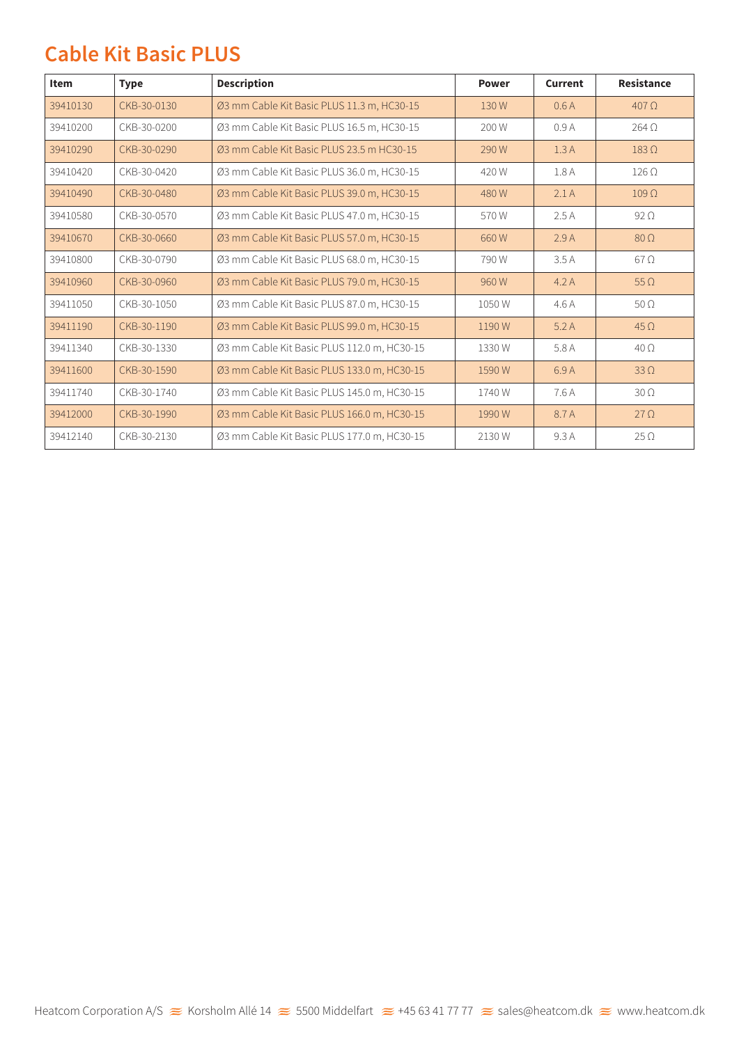## Cable Kit Basic PLUS

| Item | Type | Description | Power | Current | Resistance |
|---|---|---|---|---|---|
| 39410130 | CKB-30-0130 | Ø3 mm Cable Kit Basic PLUS 11.3 m, HC30-15 | 130 W | 0.6 A | 407 Ω |
| 39410200 | CKB-30-0200 | Ø3 mm Cable Kit Basic PLUS 16.5 m, HC30-15 | 200 W | 0.9 A | 264 Ω |
| 39410290 | CKB-30-0290 | Ø3 mm Cable Kit Basic PLUS 23.5 m HC30-15 | 290 W | 1.3 A | 183 Ω |
| 39410420 | CKB-30-0420 | Ø3 mm Cable Kit Basic PLUS 36.0 m, HC30-15 | 420 W | 1.8 A | 126 Ω |
| 39410490 | CKB-30-0480 | Ø3 mm Cable Kit Basic PLUS 39.0 m, HC30-15 | 480 W | 2.1 A | 109 Ω |
| 39410580 | CKB-30-0570 | Ø3 mm Cable Kit Basic PLUS 47.0 m, HC30-15 | 570 W | 2.5 A | 92 Ω |
| 39410670 | CKB-30-0660 | Ø3 mm Cable Kit Basic PLUS 57.0 m, HC30-15 | 660 W | 2.9 A | 80 Ω |
| 39410800 | CKB-30-0790 | Ø3 mm Cable Kit Basic PLUS 68.0 m, HC30-15 | 790 W | 3.5 A | 67 Ω |
| 39410960 | CKB-30-0960 | Ø3 mm Cable Kit Basic PLUS 79.0 m, HC30-15 | 960 W | 4.2 A | 55 Ω |
| 39411050 | CKB-30-1050 | Ø3 mm Cable Kit Basic PLUS 87.0 m, HC30-15 | 1050 W | 4.6 A | 50 Ω |
| 39411190 | CKB-30-1190 | Ø3 mm Cable Kit Basic PLUS 99.0 m, HC30-15 | 1190 W | 5.2 A | 45 Ω |
| 39411340 | CKB-30-1330 | Ø3 mm Cable Kit Basic PLUS 112.0 m, HC30-15 | 1330 W | 5.8 A | 40 Ω |
| 39411600 | CKB-30-1590 | Ø3 mm Cable Kit Basic PLUS 133.0 m, HC30-15 | 1590 W | 6.9 A | 33 Ω |
| 39411740 | CKB-30-1740 | Ø3 mm Cable Kit Basic PLUS 145.0 m, HC30-15 | 1740 W | 7.6 A | 30 Ω |
| 39412000 | CKB-30-1990 | Ø3 mm Cable Kit Basic PLUS 166.0 m, HC30-15 | 1990 W | 8.7 A | 27 Ω |
| 39412140 | CKB-30-2130 | Ø3 mm Cable Kit Basic PLUS 177.0 m, HC30-15 | 2130 W | 9.3 A | 25 Ω |

Heatcom Corporation A/S ≈ Korsholm Allé 14 ≈ 5500 Middelfart ≈ +45 63 41 77 77 ≈ sales@heatcom.dk ≈ www.heatcom.dk